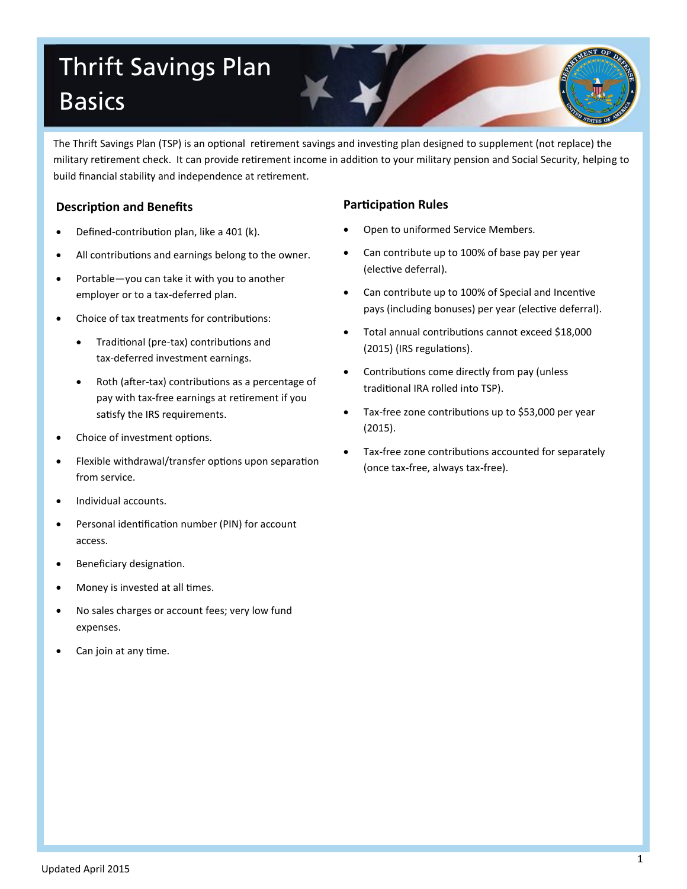# Thrift Savings Plan Basics

The Thrift Savings Plan (TSP) is an optional retirement savings and investing plan designed to supplement (not replace) the military retirement check. It can provide retirement income in addition to your military pension and Social Security, helping to build financial stability and independence at retirement.

## Description and Benefits

- Defined-contribution plan, like a 401 (k).
- All contributions and earnings belong to the owner.
- Portable—you can take it with you to another employer or to a tax-deferred plan.
- Choice of tax treatments for contributions:
  - Traditional (pre-tax) contributions and tax-deferred investment earnings.
  - Roth (after-tax) contributions as a percentage of pay with tax-free earnings at retirement if you satisfy the IRS requirements.
- Choice of investment options.
- Flexible withdrawal/transfer options upon separation from service.
- Individual accounts.
- Personal identification number (PIN) for account access.
- Beneficiary designation.
- Money is invested at all times.
- No sales charges or account fees; very low fund expenses.
- Can join at any time.

## Participation Rules

- Open to uniformed Service Members.
- Can contribute up to 100% of base pay per year (elective deferral).
- Can contribute up to 100% of Special and Incentive pays (including bonuses) per year (elective deferral).
- Total annual contributions cannot exceed $18,000 (2015) (IRS regulations).
- Contributions come directly from pay (unless traditional IRA rolled into TSP).
- Tax-free zone contributions up to $53,000 per year (2015).
- Tax-free zone contributions accounted for separately (once tax-free, always tax-free).

Updated April 2015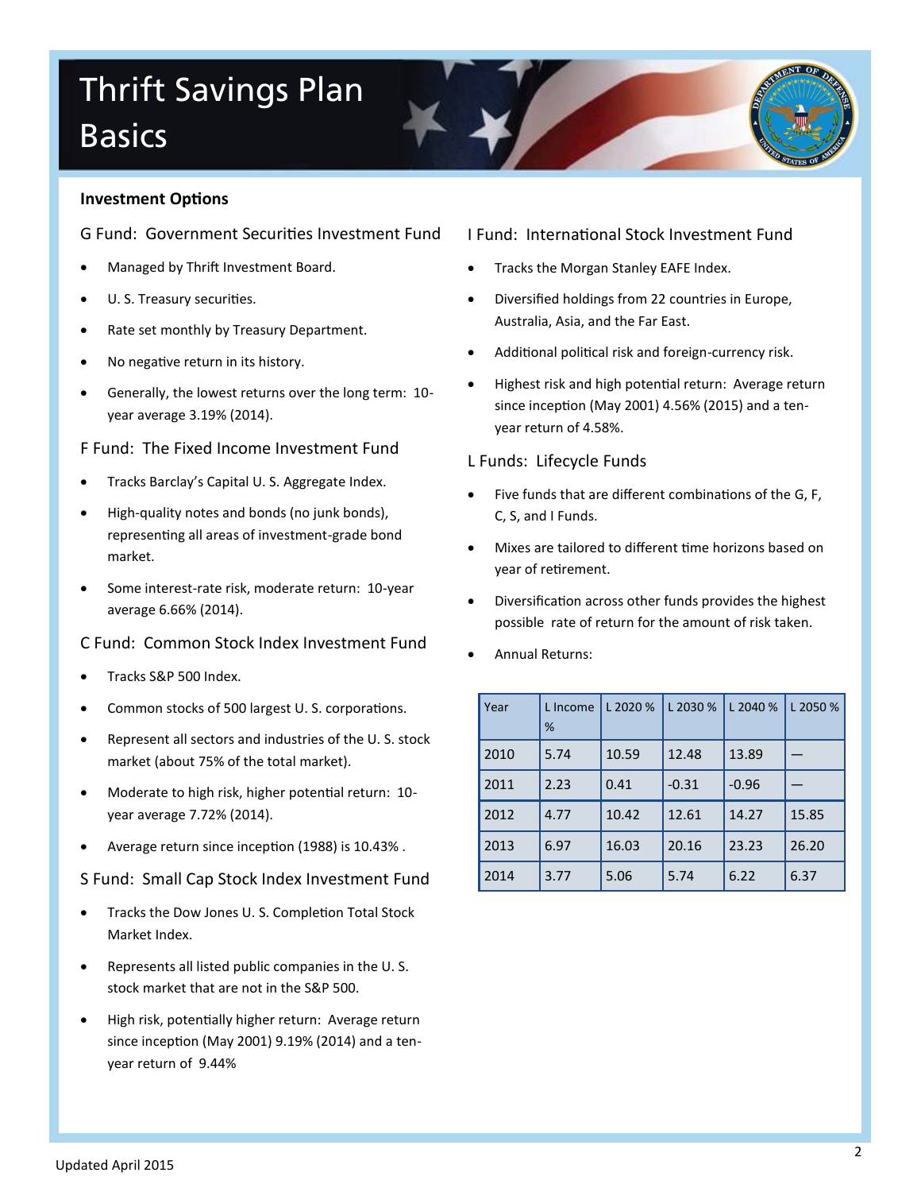# Thrift Savings Plan Basics

## Investment Options

### G Fund: Government Securities Investment Fund

- Managed by Thrift Investment Board.
- U. S. Treasury securities.
- Rate set monthly by Treasury Department.
- No negative return in its history.
- Generally, the lowest returns over the long term: 10-year average 3.19% (2014).

### F Fund: The Fixed Income Investment Fund

- Tracks Barclay's Capital U. S. Aggregate Index.
- High-quality notes and bonds (no junk bonds), representing all areas of investment-grade bond market.
- Some interest-rate risk, moderate return: 10-year average 6.66% (2014).

### C Fund: Common Stock Index Investment Fund

- Tracks S&P 500 Index.
- Common stocks of 500 largest U. S. corporations.
- Represent all sectors and industries of the U. S. stock market (about 75% of the total market).
- Moderate to high risk, higher potential return: 10-year average 7.72% (2014).
- Average return since inception (1988) is 10.43% .

### S Fund: Small Cap Stock Index Investment Fund

- Tracks the Dow Jones U. S. Completion Total Stock Market Index.
- Represents all listed public companies in the U. S. stock market that are not in the S&P 500.
- High risk, potentially higher return: Average return since inception (May 2001) 9.19% (2014) and a ten-year return of 9.44%

### I Fund: International Stock Investment Fund

- Tracks the Morgan Stanley EAFE Index.
- Diversified holdings from 22 countries in Europe, Australia, Asia, and the Far East.
- Additional political risk and foreign-currency risk.
- Highest risk and high potential return: Average return since inception (May 2001) 4.56% (2015) and a ten-year return of 4.58%.

### L Funds: Lifecycle Funds

- Five funds that are different combinations of the G, F, C, S, and I Funds.
- Mixes are tailored to different time horizons based on year of retirement.
- Diversification across other funds provides the highest possible rate of return for the amount of risk taken.
- Annual Returns:

| Year | L Income % | L 2020 % | L 2030 % | L 2040 % | L 2050 % |
|---|---|---|---|---|---|
| 2010 | 5.74 | 10.59 | 12.48 | 13.89 | — |
| 2011 | 2.23 | 0.41 | -0.31 | -0.96 | — |
| 2012 | 4.77 | 10.42 | 12.61 | 14.27 | 15.85 |
| 2013 | 6.97 | 16.03 | 20.16 | 23.23 | 26.20 |
| 2014 | 3.77 | 5.06 | 5.74 | 6.22 | 6.37 |

Updated April 2015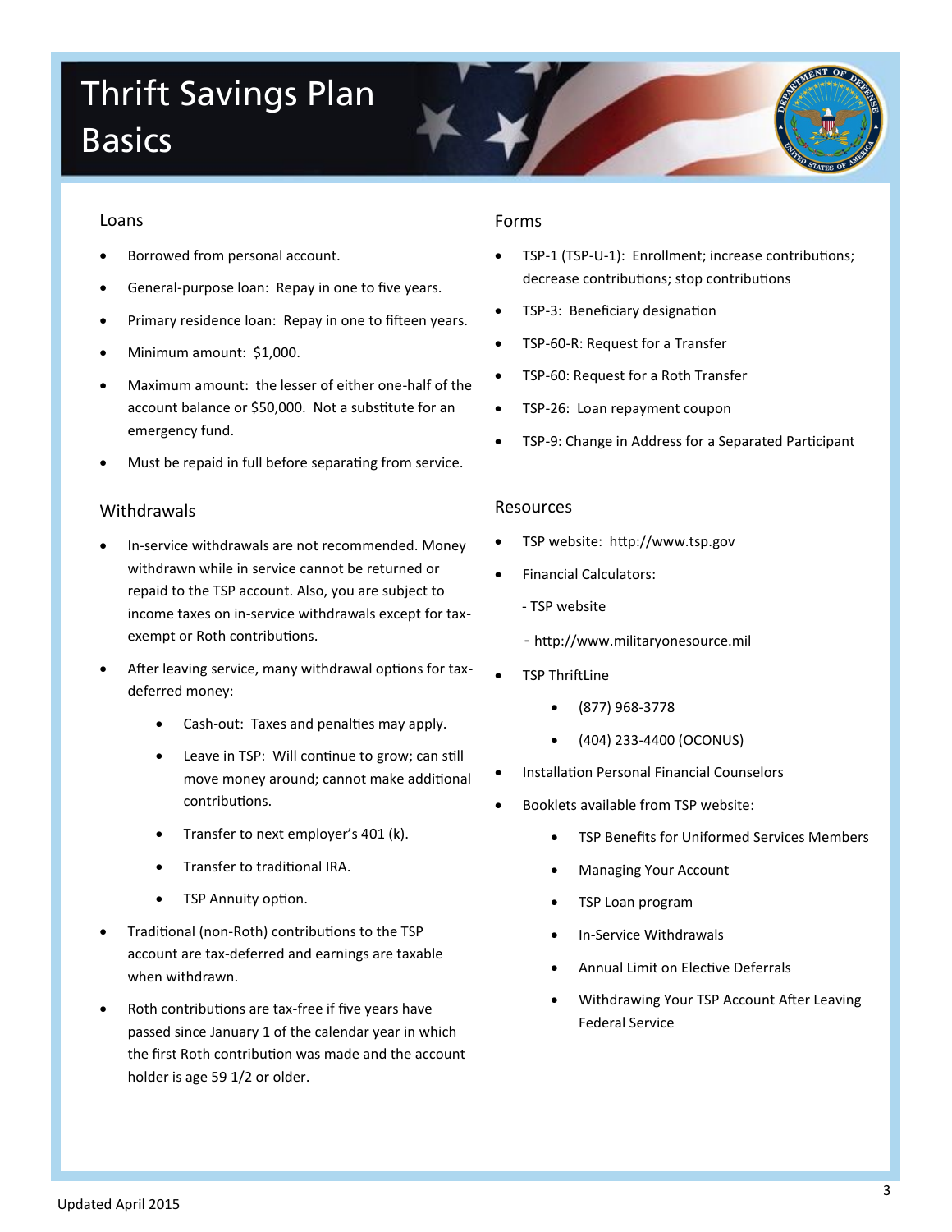# Thrift Savings Plan Basics

## Loans

- Borrowed from personal account.
- General-purpose loan: Repay in one to five years.
- Primary residence loan: Repay in one to fifteen years.
- Minimum amount: $1,000.
- Maximum amount: the lesser of either one-half of the account balance or $50,000. Not a substitute for an emergency fund.
- Must be repaid in full before separating from service.

## Withdrawals

- In-service withdrawals are not recommended. Money withdrawn while in service cannot be returned or repaid to the TSP account. Also, you are subject to income taxes on in-service withdrawals except for tax-exempt or Roth contributions.
- After leaving service, many withdrawal options for tax-deferred money:
    - Cash-out: Taxes and penalties may apply.
    - Leave in TSP: Will continue to grow; can still move money around; cannot make additional contributions.
    - Transfer to next employer's 401 (k).
    - Transfer to traditional IRA.
    - TSP Annuity option.
- Traditional (non-Roth) contributions to the TSP account are tax-deferred and earnings are taxable when withdrawn.
- Roth contributions are tax-free if five years have passed since January 1 of the calendar year in which the first Roth contribution was made and the account holder is age 59 1/2 or older.

## Forms

- TSP-1 (TSP-U-1): Enrollment; increase contributions; decrease contributions; stop contributions
- TSP-3: Beneficiary designation
- TSP-60-R: Request for a Transfer
- TSP-60: Request for a Roth Transfer
- TSP-26: Loan repayment coupon
- TSP-9: Change in Address for a Separated Participant

## Resources

- TSP website: http://www.tsp.gov
- Financial Calculators:
  - TSP website
  - http://www.militaryonesource.mil
- TSP ThriftLine
    - (877) 968-3778
    - (404) 233-4400 (OCONUS)
- Installation Personal Financial Counselors
- Booklets available from TSP website:
    - TSP Benefits for Uniformed Services Members
    - Managing Your Account
    - TSP Loan program
    - In-Service Withdrawals
    - Annual Limit on Elective Deferrals
    - Withdrawing Your TSP Account After Leaving Federal Service

Updated April 2015